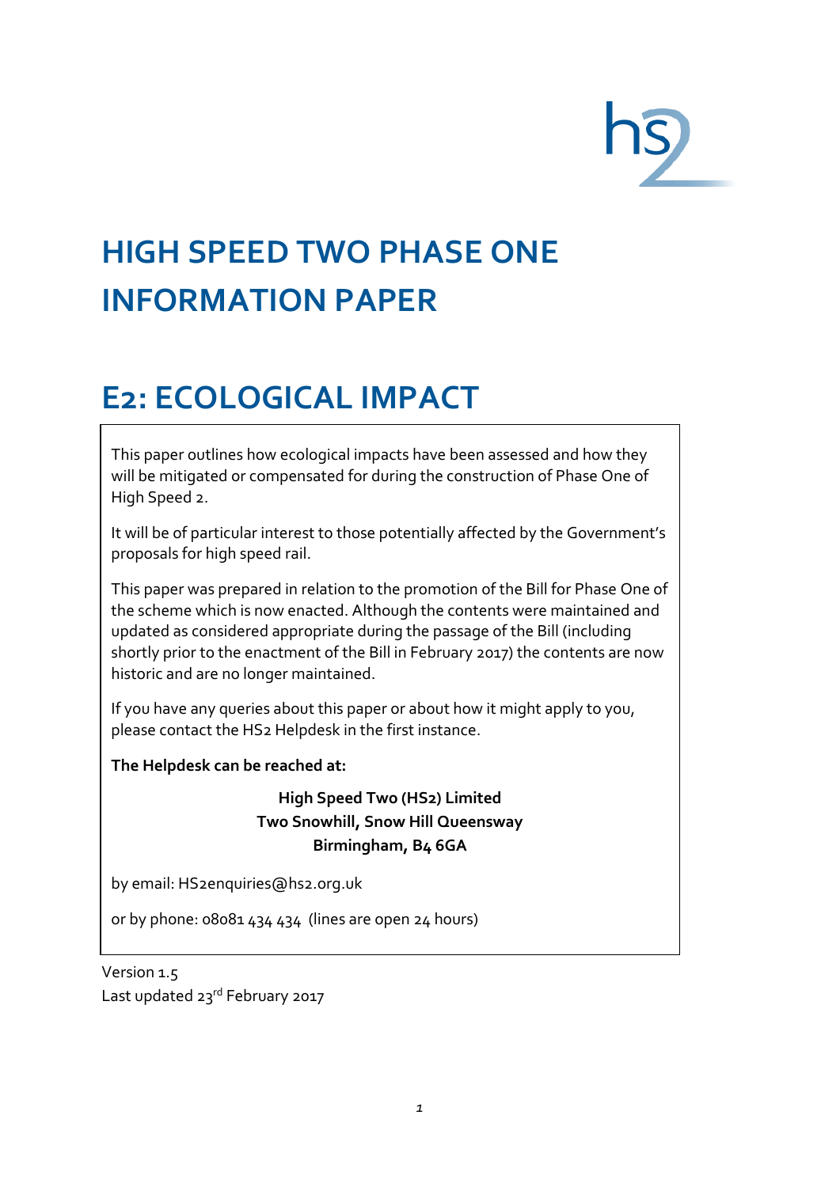# HIGH SPEED TWO PHASE ONE INFORMATION PAPER

# E2: ECOLOGICAL IMPACT

This paper outlines how ecological impacts have been assessed and how they will be mitigated or compensated for during the construction of Phase One of High Speed 2.

It will be of particular interest to those potentially affected by the Government's proposals for high speed rail.

This paper was prepared in relation to the promotion of the Bill for Phase One of the scheme which is now enacted. Although the contents were maintained and updated as considered appropriate during the passage of the Bill (including shortly prior to the enactment of the Bill in February 2017) the contents are now historic and are no longer maintained.

If you have any queries about this paper or about how it might apply to you, please contact the HS2 Helpdesk in the first instance.

**The Helpdesk can be reached at:**

**High Speed Two (HS2) Limited**
**Two Snowhill, Snow Hill Queensway**
**Birmingham, B4 6GA**

by email: HS2enquiries@hs2.org.uk

or by phone: 08081 434 434 (lines are open 24 hours)

Version 1.5
Last updated 23rd February 2017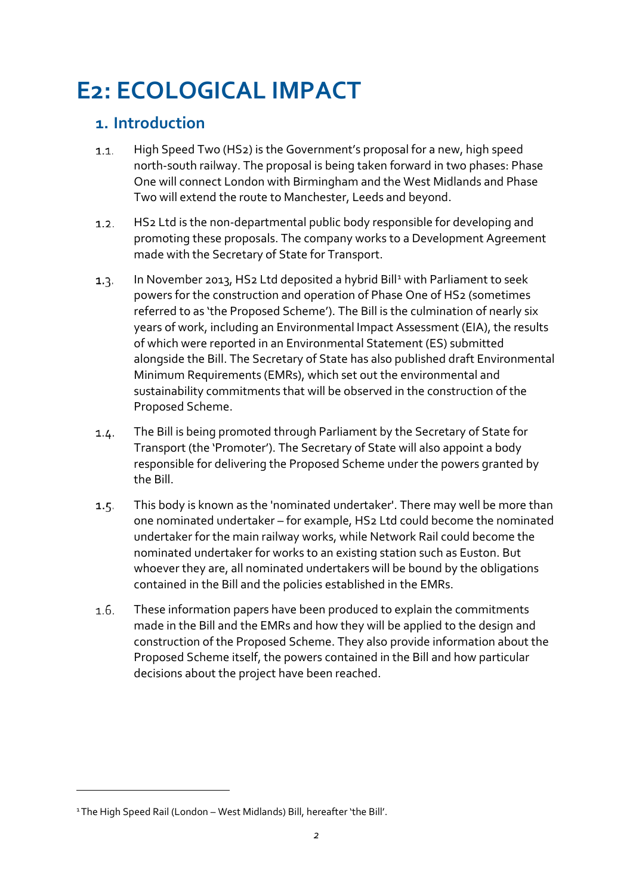# E2: ECOLOGICAL IMPACT

## 1. Introduction

1.1. High Speed Two (HS2) is the Government's proposal for a new, high speed north-south railway. The proposal is being taken forward in two phases: Phase One will connect London with Birmingham and the West Midlands and Phase Two will extend the route to Manchester, Leeds and beyond.

1.2. HS2 Ltd is the non-departmental public body responsible for developing and promoting these proposals. The company works to a Development Agreement made with the Secretary of State for Transport.

1.3. In November 2013, HS2 Ltd deposited a hybrid Bill[1] with Parliament to seek powers for the construction and operation of Phase One of HS2 (sometimes referred to as 'the Proposed Scheme'). The Bill is the culmination of nearly six years of work, including an Environmental Impact Assessment (EIA), the results of which were reported in an Environmental Statement (ES) submitted alongside the Bill. The Secretary of State has also published draft Environmental Minimum Requirements (EMRs), which set out the environmental and sustainability commitments that will be observed in the construction of the Proposed Scheme.

1.4. The Bill is being promoted through Parliament by the Secretary of State for Transport (the 'Promoter'). The Secretary of State will also appoint a body responsible for delivering the Proposed Scheme under the powers granted by the Bill.

1.5. This body is known as the 'nominated undertaker'. There may well be more than one nominated undertaker – for example, HS2 Ltd could become the nominated undertaker for the main railway works, while Network Rail could become the nominated undertaker for works to an existing station such as Euston. But whoever they are, all nominated undertakers will be bound by the obligations contained in the Bill and the policies established in the EMRs.

1.6. These information papers have been produced to explain the commitments made in the Bill and the EMRs and how they will be applied to the design and construction of the Proposed Scheme. They also provide information about the Proposed Scheme itself, the powers contained in the Bill and how particular decisions about the project have been reached.

---

[1] The High Speed Rail (London – West Midlands) Bill, hereafter 'the Bill'.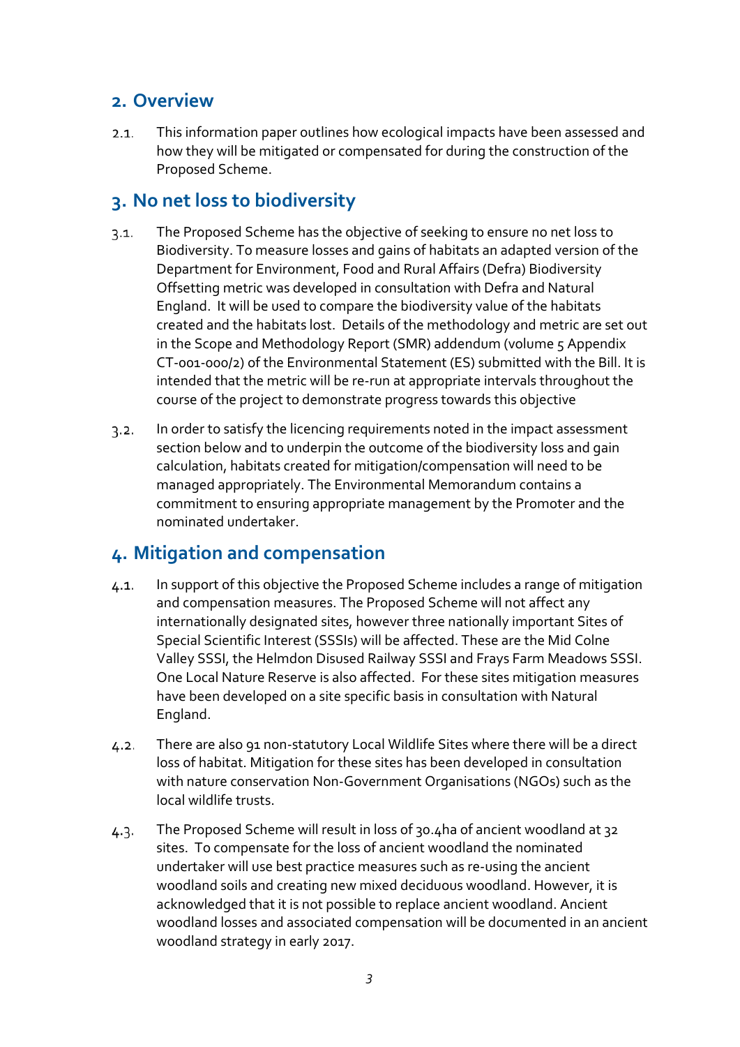## 2. Overview

2.1. This information paper outlines how ecological impacts have been assessed and how they will be mitigated or compensated for during the construction of the Proposed Scheme.

## 3. No net loss to biodiversity

3.1. The Proposed Scheme has the objective of seeking to ensure no net loss to Biodiversity. To measure losses and gains of habitats an adapted version of the Department for Environment, Food and Rural Affairs (Defra) Biodiversity Offsetting metric was developed in consultation with Defra and Natural England. It will be used to compare the biodiversity value of the habitats created and the habitats lost. Details of the methodology and metric are set out in the Scope and Methodology Report (SMR) addendum (volume 5 Appendix CT-001-000/2) of the Environmental Statement (ES) submitted with the Bill. It is intended that the metric will be re-run at appropriate intervals throughout the course of the project to demonstrate progress towards this objective

3.2. In order to satisfy the licencing requirements noted in the impact assessment section below and to underpin the outcome of the biodiversity loss and gain calculation, habitats created for mitigation/compensation will need to be managed appropriately. The Environmental Memorandum contains a commitment to ensuring appropriate management by the Promoter and the nominated undertaker.

## 4. Mitigation and compensation

4.1. In support of this objective the Proposed Scheme includes a range of mitigation and compensation measures. The Proposed Scheme will not affect any internationally designated sites, however three nationally important Sites of Special Scientific Interest (SSSIs) will be affected. These are the Mid Colne Valley SSSI, the Helmdon Disused Railway SSSI and Frays Farm Meadows SSSI. One Local Nature Reserve is also affected. For these sites mitigation measures have been developed on a site specific basis in consultation with Natural England.

4.2. There are also 91 non-statutory Local Wildlife Sites where there will be a direct loss of habitat. Mitigation for these sites has been developed in consultation with nature conservation Non-Government Organisations (NGOs) such as the local wildlife trusts.

4.3. The Proposed Scheme will result in loss of 30.4ha of ancient woodland at 32 sites. To compensate for the loss of ancient woodland the nominated undertaker will use best practice measures such as re-using the ancient woodland soils and creating new mixed deciduous woodland. However, it is acknowledged that it is not possible to replace ancient woodland. Ancient woodland losses and associated compensation will be documented in an ancient woodland strategy in early 2017.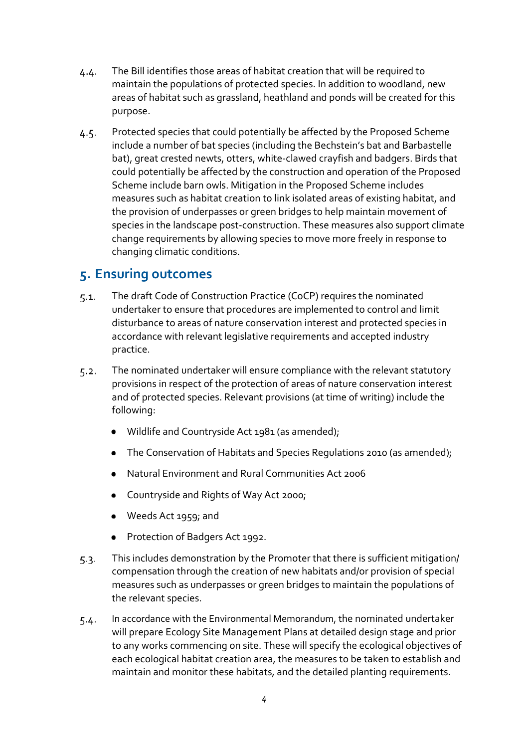4.4. The Bill identifies those areas of habitat creation that will be required to maintain the populations of protected species. In addition to woodland, new areas of habitat such as grassland, heathland and ponds will be created for this purpose.

4.5. Protected species that could potentially be affected by the Proposed Scheme include a number of bat species (including the Bechstein's bat and Barbastelle bat), great crested newts, otters, white-clawed crayfish and badgers. Birds that could potentially be affected by the construction and operation of the Proposed Scheme include barn owls. Mitigation in the Proposed Scheme includes measures such as habitat creation to link isolated areas of existing habitat, and the provision of underpasses or green bridges to help maintain movement of species in the landscape post-construction. These measures also support climate change requirements by allowing species to move more freely in response to changing climatic conditions.

## 5. Ensuring outcomes

5.1. The draft Code of Construction Practice (CoCP) requires the nominated undertaker to ensure that procedures are implemented to control and limit disturbance to areas of nature conservation interest and protected species in accordance with relevant legislative requirements and accepted industry practice.

5.2. The nominated undertaker will ensure compliance with the relevant statutory provisions in respect of the protection of areas of nature conservation interest and of protected species. Relevant provisions (at time of writing) include the following:

- Wildlife and Countryside Act 1981 (as amended);
- The Conservation of Habitats and Species Regulations 2010 (as amended);
- Natural Environment and Rural Communities Act 2006
- Countryside and Rights of Way Act 2000;
- Weeds Act 1959; and
- Protection of Badgers Act 1992.

5.3. This includes demonstration by the Promoter that there is sufficient mitigation/ compensation through the creation of new habitats and/or provision of special measures such as underpasses or green bridges to maintain the populations of the relevant species.

5.4. In accordance with the Environmental Memorandum, the nominated undertaker will prepare Ecology Site Management Plans at detailed design stage and prior to any works commencing on site. These will specify the ecological objectives of each ecological habitat creation area, the measures to be taken to establish and maintain and monitor these habitats, and the detailed planting requirements.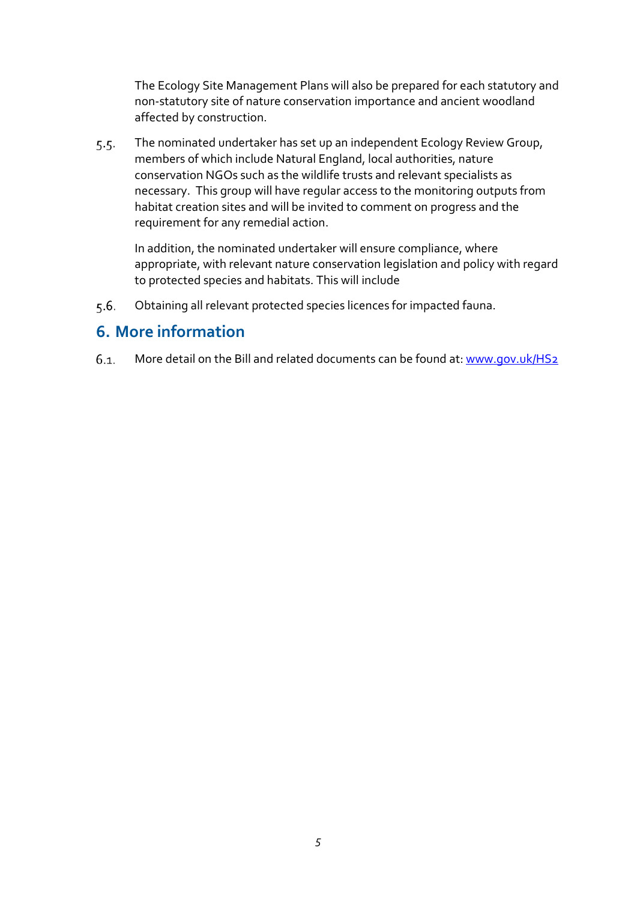The Ecology Site Management Plans will also be prepared for each statutory and non-statutory site of nature conservation importance and ancient woodland affected by construction.

5.5. The nominated undertaker has set up an independent Ecology Review Group, members of which include Natural England, local authorities, nature conservation NGOs such as the wildlife trusts and relevant specialists as necessary. This group will have regular access to the monitoring outputs from habitat creation sites and will be invited to comment on progress and the requirement for any remedial action.

In addition, the nominated undertaker will ensure compliance, where appropriate, with relevant nature conservation legislation and policy with regard to protected species and habitats. This will include

5.6. Obtaining all relevant protected species licences for impacted fauna.

## 6. More information

6.1. More detail on the Bill and related documents can be found at: [www.gov.uk/HS2](www.gov.uk/HS2)